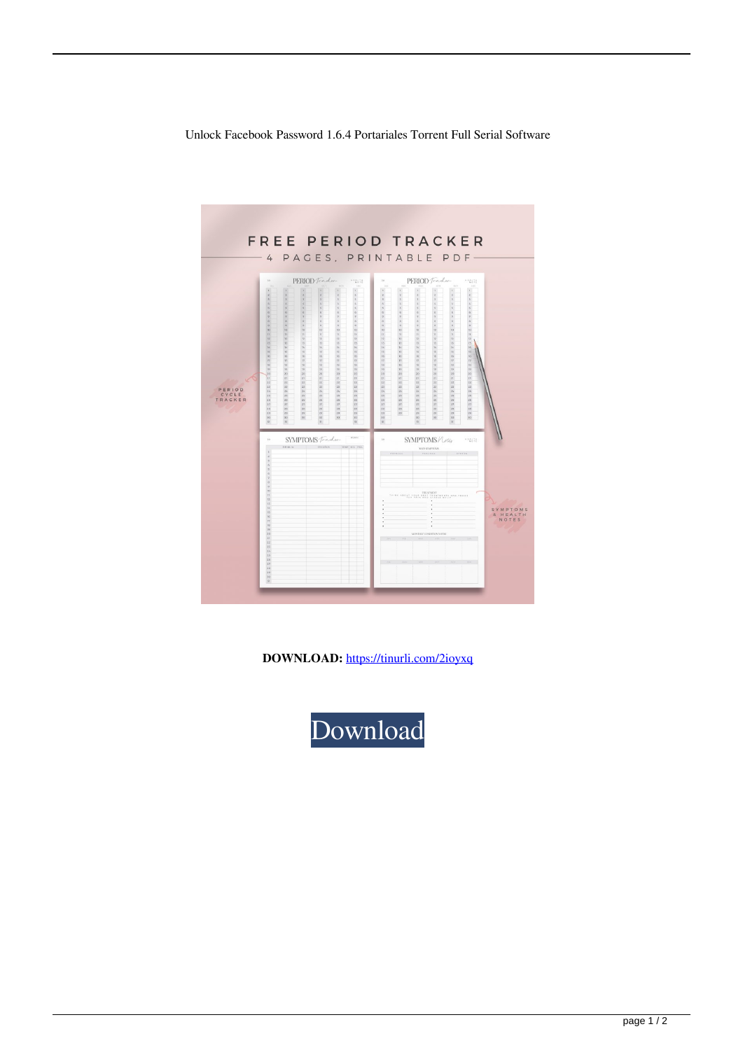Unlock Facebook Password 1.6.4 Portariales Torrent Full Serial Software

**DOWNLOAD:** https://tinurli.com/2ioyxq

Download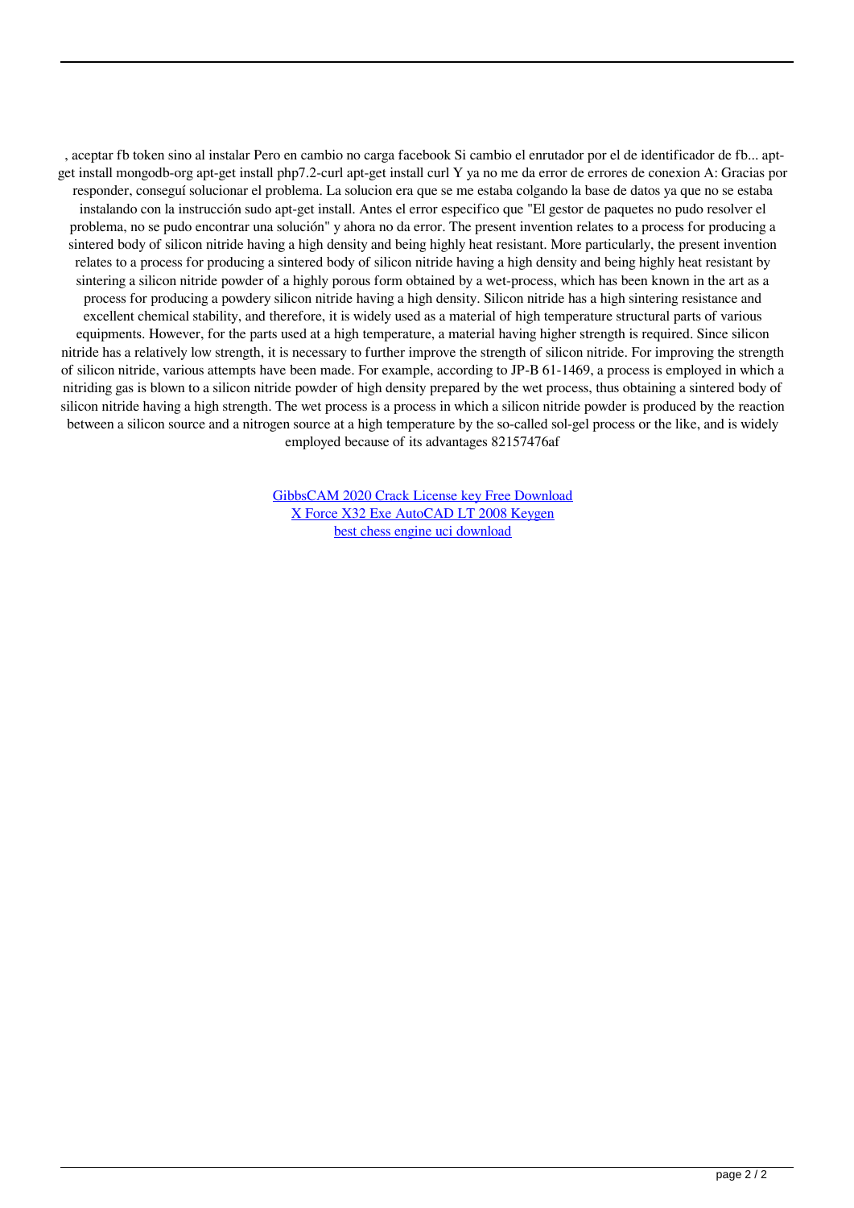, aceptar fb token sino al instalar Pero en cambio no carga facebook Si cambio el enrutador por el de identificador de fb... apt-get install mongodb-org apt-get install php7.2-curl apt-get install curl Y ya no me da error de errores de conexion A: Gracias por responder, conseguí solucionar el problema. La solucion era que se me estaba colgando la base de datos ya que no se estaba instalando con la instrucción sudo apt-get install. Antes el error especifico que "El gestor de paquetes no pudo resolver el problema, no se pudo encontrar una solución" y ahora no da error. The present invention relates to a process for producing a sintered body of silicon nitride having a high density and being highly heat resistant. More particularly, the present invention relates to a process for producing a sintered body of silicon nitride having a high density and being highly heat resistant by sintering a silicon nitride powder of a highly porous form obtained by a wet-process, which has been known in the art as a process for producing a powdery silicon nitride having a high density. Silicon nitride has a high sintering resistance and excellent chemical stability, and therefore, it is widely used as a material of high temperature structural parts of various equipments. However, for the parts used at a high temperature, a material having higher strength is required. Since silicon nitride has a relatively low strength, it is necessary to further improve the strength of silicon nitride. For improving the strength of silicon nitride, various attempts have been made. For example, according to JP-B 61-1469, a process is employed in which a nitriding gas is blown to a silicon nitride powder of high density prepared by the wet process, thus obtaining a sintered body of silicon nitride having a high strength. The wet process is a process in which a silicon nitride powder is produced by the reaction between a silicon source and a nitrogen source at a high temperature by the so-called sol-gel process or the like, and is widely employed because of its advantages 82157476af

GibbsCAM 2020 Crack License key Free Download
X Force X32 Exe AutoCAD LT 2008 Keygen
best chess engine uci download